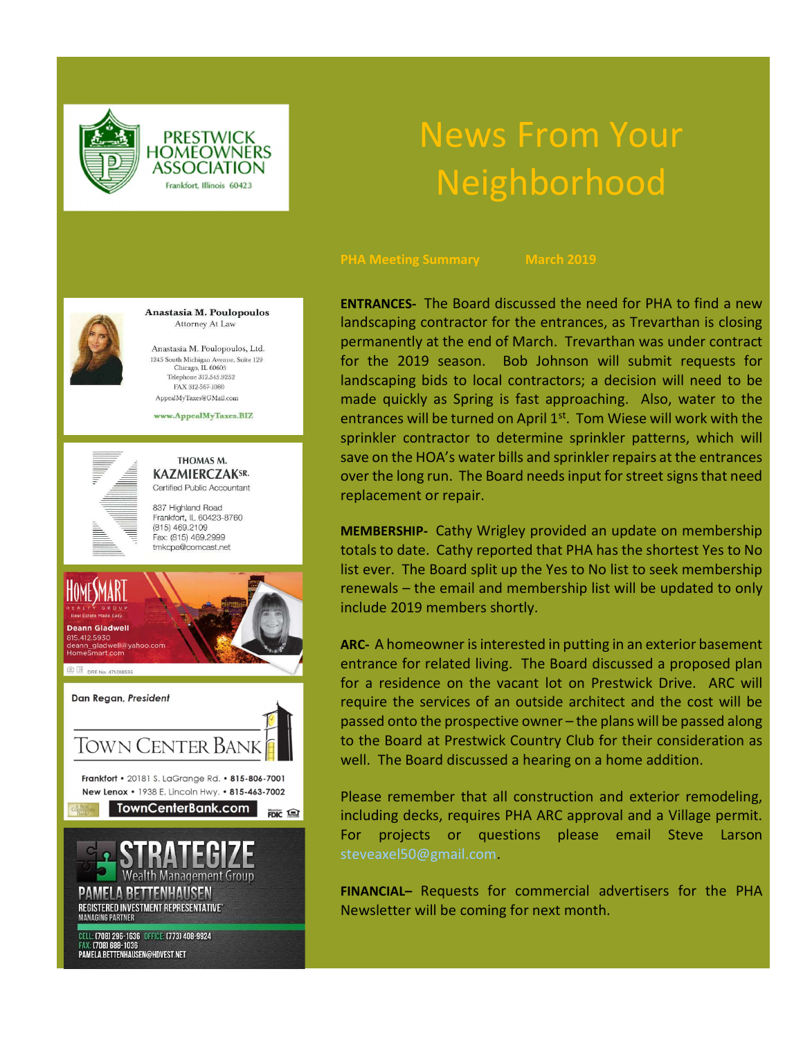PRESTWICK HOMEOWNERS ASSOCIATION
Frankfort, Illinois 60423

# News From Your Neighborhood

**PHA Meeting Summary** **March 2019**

**ENTRANCES-** The Board discussed the need for PHA to find a new landscaping contractor for the entrances, as Trevarthan is closing permanently at the end of March. Trevarthan was under contract for the 2019 season. Bob Johnson will submit requests for landscaping bids to local contractors; a decision will need to be made quickly as Spring is fast approaching. Also, water to the entrances will be turned on April 1st. Tom Wiese will work with the sprinkler contractor to determine sprinkler patterns, which will save on the HOA's water bills and sprinkler repairs at the entrances over the long run. The Board needs input for street signs that need replacement or repair.

**MEMBERSHIP-** Cathy Wrigley provided an update on membership totals to date. Cathy reported that PHA has the shortest Yes to No list ever. The Board split up the Yes to No list to seek membership renewals – the email and membership list will be updated to only include 2019 members shortly.

**ARC-** A homeowner is interested in putting in an exterior basement entrance for related living. The Board discussed a proposed plan for a residence on the vacant lot on Prestwick Drive. ARC will require the services of an outside architect and the cost will be passed onto the prospective owner – the plans will be passed along to the Board at Prestwick Country Club for their consideration as well. The Board discussed a hearing on a home addition.

Please remember that all construction and exterior remodeling, including decks, requires PHA ARC approval and a Village permit. For projects or questions please email Steve Larson steveaxel50@gmail.com.

**FINANCIAL–** Requests for commercial advertisers for the PHA Newsletter will be coming for next month.

---

**Anastasia M. Poulopoulos**
Attorney At Law
Anastasia M. Poulopoulos, Ltd.
1245 South Michigan Avenue, Suite 129
Chicago, IL 60605
Telephone 312.545.9252
FAX 312-567-1080
AppealMyTaxes@GMail.com
www.AppealMyTaxes.BIZ

**THOMAS M. KAZMIERCZAK SR.**
Certified Public Accountant
837 Highland Road
Frankfort, IL 60423-8760
(815) 469.2109
Fax: (815) 469.2999
tmkcpa@comcast.net

**HOMESMART** REALTY GROUP
Real Estate Made Easy.
**Deann Gladwell**
815.412.5930
deann_gladwell@yahoo.com
HomeSmart.com
DRE No: 471.018595

**Dan Regan**, *President*
TOWN CENTER BANK
Frankfort • 20181 S. LaGrange Rd. • 815-806-7001
New Lenox • 1938 E. Lincoln Hwy. • 815-463-7002
TownCenterBank.com
Member FDIC

**STRATEGIZE** Wealth Management Group
**PAMELA BETTENHAUSEN**
REGISTERED INVESTMENT REPRESENTATIVE
MANAGING PARTNER
CELL: (708) 296-1636 OFFICE: (773) 408-9924
FAX: (708) 688-1036
PAMELA.BETTENHAUSEN@HDVEST.NET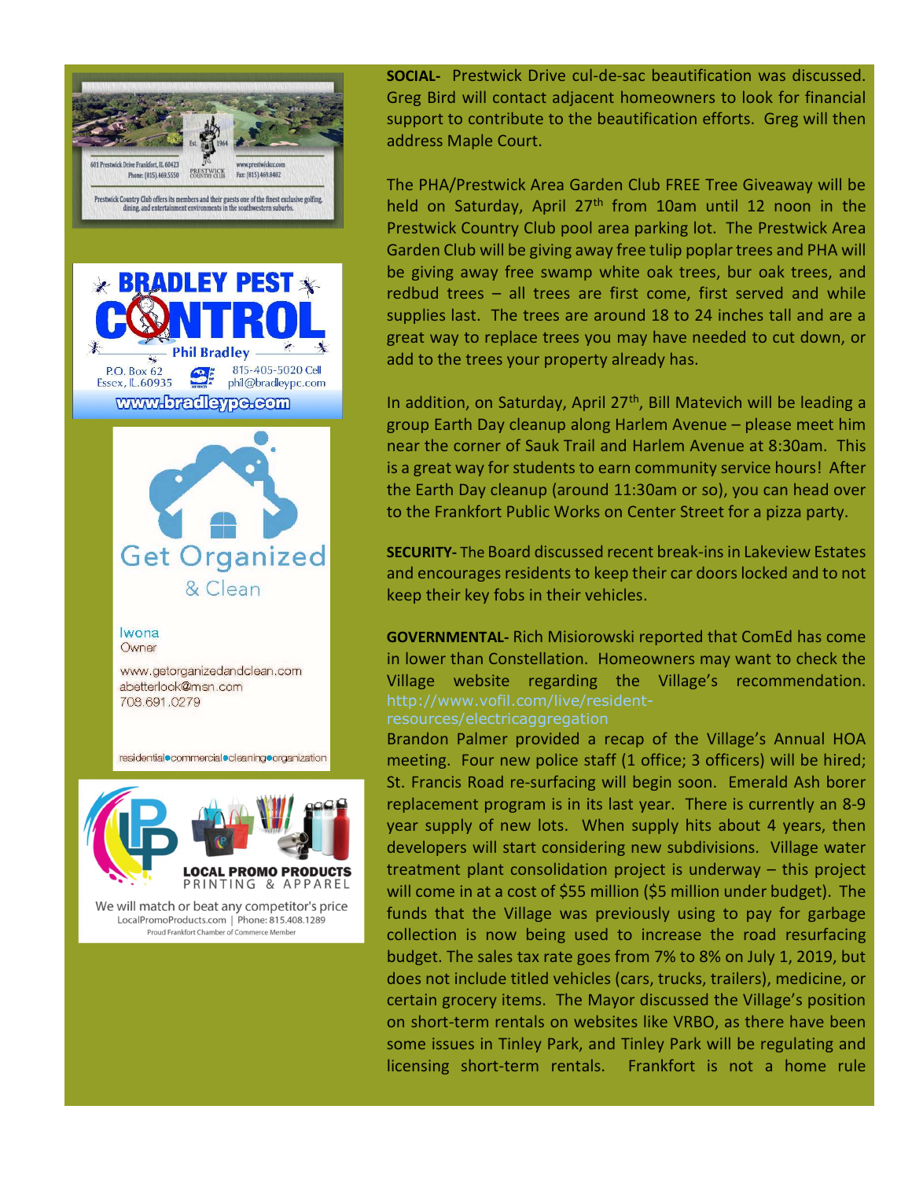601 Prestwick Drive Frankfort, IL 60423
Phone: (815) 469.5550

Est. 1964

PRESTWICK COUNTRY CLUB

www.prestwickcc.com
Fax: (815) 469.8482

Prestwick Country Club offers its members and their guests one of the finest exclusive golfing, dining, and entertainment environments in the southwestern suburbs.

BRADLEY PEST CONTROL

Phil Bradley

P.O. Box 62
Essex, IL 60935

815-405-5020 Cell
phil@bradleypc.com

www.bradleypc.com

Get Organized & Clean

Iwona
Owner

www.getorganizedandclean.com
abetterlook@msn.com
708.691.0279

residential•commercial•cleaning•organization

LOCAL PROMO PRODUCTS
PRINTING & APPAREL

We will match or beat any competitor's price
LocalPromoProducts.com | Phone: 815.408.1289
Proud Frankfort Chamber of Commerce Member

**SOCIAL-** Prestwick Drive cul-de-sac beautification was discussed. Greg Bird will contact adjacent homeowners to look for financial support to contribute to the beautification efforts. Greg will then address Maple Court.

The PHA/Prestwick Area Garden Club FREE Tree Giveaway will be held on Saturday, April 27th from 10am until 12 noon in the Prestwick Country Club pool area parking lot. The Prestwick Area Garden Club will be giving away free tulip poplar trees and PHA will be giving away free swamp white oak trees, bur oak trees, and redbud trees – all trees are first come, first served and while supplies last. The trees are around 18 to 24 inches tall and are a great way to replace trees you may have needed to cut down, or add to the trees your property already has.

In addition, on Saturday, April 27th, Bill Matevich will be leading a group Earth Day cleanup along Harlem Avenue – please meet him near the corner of Sauk Trail and Harlem Avenue at 8:30am. This is a great way for students to earn community service hours! After the Earth Day cleanup (around 11:30am or so), you can head over to the Frankfort Public Works on Center Street for a pizza party.

**SECURITY-** The Board discussed recent break-ins in Lakeview Estates and encourages residents to keep their car doors locked and to not keep their key fobs in their vehicles.

**GOVERNMENTAL-** Rich Misiorowski reported that ComEd has come in lower than Constellation. Homeowners may want to check the Village website regarding the Village's recommendation. http://www.vofil.com/live/resident-resources/electricaggregation

Brandon Palmer provided a recap of the Village's Annual HOA meeting. Four new police staff (1 office; 3 officers) will be hired; St. Francis Road re-surfacing will begin soon. Emerald Ash borer replacement program is in its last year. There is currently an 8-9 year supply of new lots. When supply hits about 4 years, then developers will start considering new subdivisions. Village water treatment plant consolidation project is underway – this project will come in at a cost of $55 million ($5 million under budget). The funds that the Village was previously using to pay for garbage collection is now being used to increase the road resurfacing budget. The sales tax rate goes from 7% to 8% on July 1, 2019, but does not include titled vehicles (cars, trucks, trailers), medicine, or certain grocery items. The Mayor discussed the Village's position on short-term rentals on websites like VRBO, as there have been some issues in Tinley Park, and Tinley Park will be regulating and licensing short-term rentals. Frankfort is not a home rule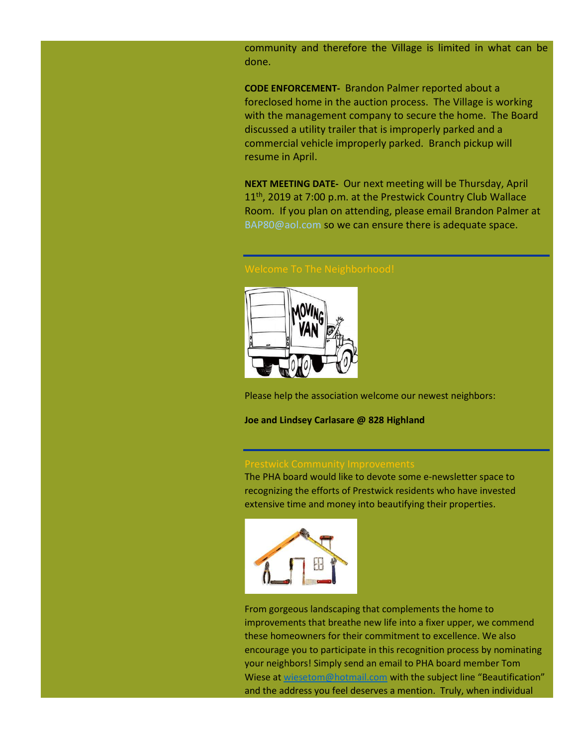community and therefore the Village is limited in what can be done.

**CODE ENFORCEMENT-** Brandon Palmer reported about a foreclosed home in the auction process. The Village is working with the management company to secure the home. The Board discussed a utility trailer that is improperly parked and a commercial vehicle improperly parked. Branch pickup will resume in April.

**NEXT MEETING DATE-** Our next meeting will be Thursday, April 11th, 2019 at 7:00 p.m. at the Prestwick Country Club Wallace Room. If you plan on attending, please email Brandon Palmer at BAP80@aol.com so we can ensure there is adequate space.

## Welcome To The Neighborhood!

Please help the association welcome our newest neighbors:

**Joe and Lindsey Carlasare @ 828 Highland**

## Prestwick Community Improvements

The PHA board would like to devote some e-newsletter space to recognizing the efforts of Prestwick residents who have invested extensive time and money into beautifying their properties.

From gorgeous landscaping that complements the home to improvements that breathe new life into a fixer upper, we commend these homeowners for their commitment to excellence. We also encourage you to participate in this recognition process by nominating your neighbors! Simply send an email to PHA board member Tom Wiese at wiesetom@hotmail.com with the subject line "Beautification" and the address you feel deserves a mention. Truly, when individual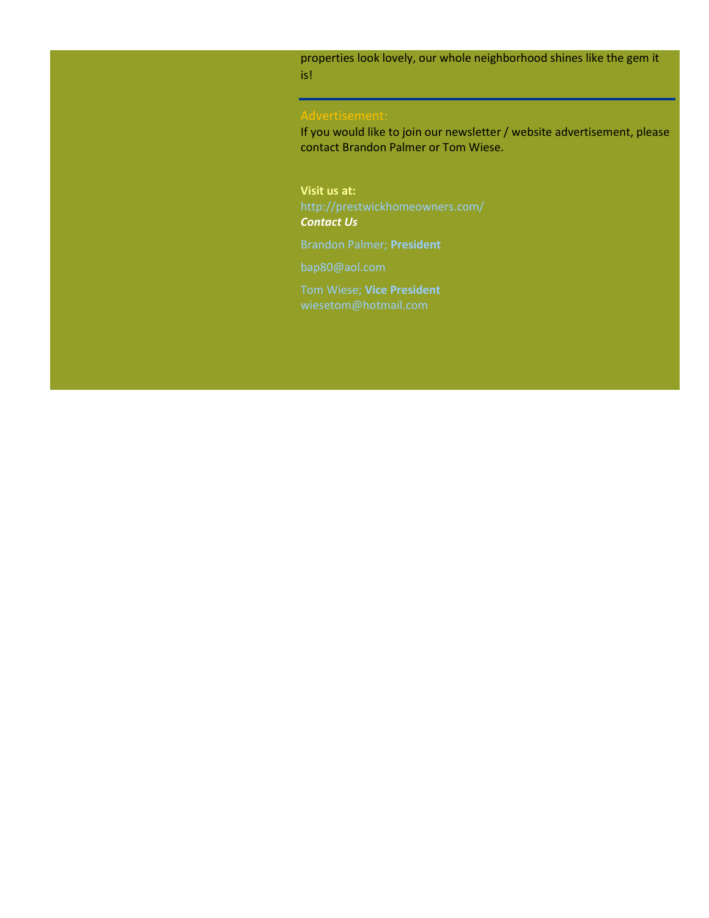properties look lovely, our whole neighborhood shines like the gem it is!

---

## Advertisement:

If you would like to join our newsletter / website advertisement, please contact Brandon Palmer or Tom Wiese.

**Visit us at:**

http://prestwickhomeowners.com/

***Contact Us***

Brandon Palmer; **President**

bap80@aol.com

Tom Wiese; **Vice President**

wiesetom@hotmail.com